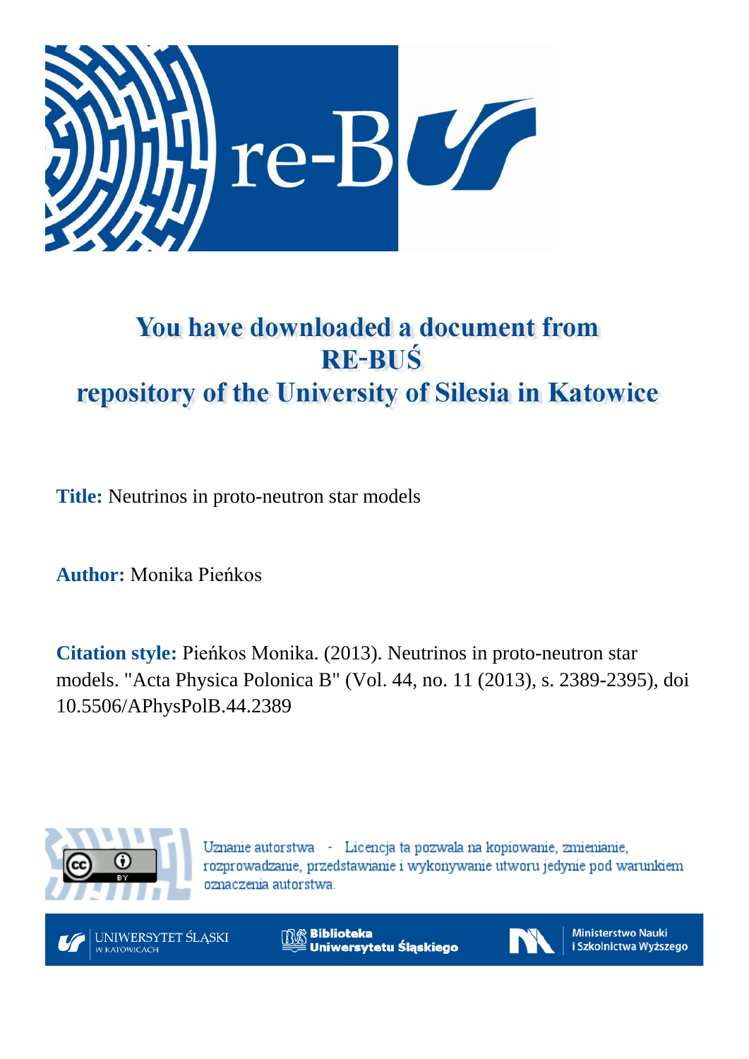# You have downloaded a document from RE-BUŚ repository of the University of Silesia in Katowice

**Title:** Neutrinos in proto-neutron star models

**Author:** Monika Pieńkos

**Citation style:** Pieńkos Monika. (2013). Neutrinos in proto-neutron star models. "Acta Physica Polonica B" (Vol. 44, no. 11 (2013), s. 2389-2395), doi 10.5506/APhysPolB.44.2389

Uznanie autorstwa - Licencja ta pozwala na kopiowanie, zmienianie, rozprowadzanie, przedstawianie i wykonywanie utworu jedynie pod warunkiem oznaczenia autorstwa.

UNIWERSYTET ŚLĄSKI W KATOWICACH

Biblioteka Uniwersytetu Śląskiego

Ministerstwo Nauki i Szkolnictwa Wyższego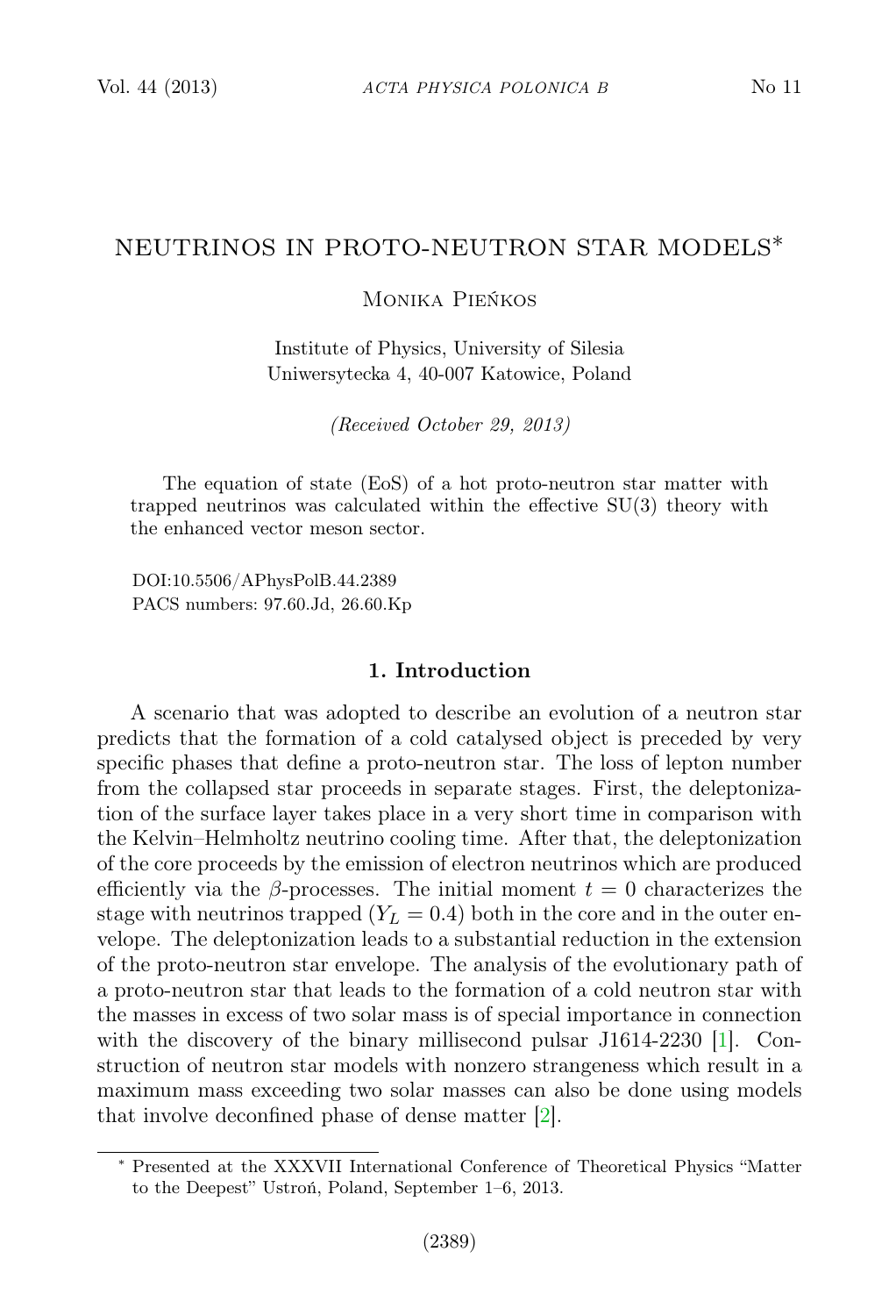# NEUTRINOS IN PROTO-NEUTRON STAR MODELS*

Monika Pieńkos

Institute of Physics, University of Silesia
Uniwersytecka 4, 40-007 Katowice, Poland

*(Received October 29, 2013)*

The equation of state (EoS) of a hot proto-neutron star matter with trapped neutrinos was calculated within the effective SU(3) theory with the enhanced vector meson sector.

DOI:10.5506/APhysPolB.44.2389
PACS numbers: 97.60.Jd, 26.60.Kp

## 1. Introduction

A scenario that was adopted to describe an evolution of a neutron star predicts that the formation of a cold catalysed object is preceded by very specific phases that define a proto-neutron star. The loss of lepton number from the collapsed star proceeds in separate stages. First, the deleptonization of the surface layer takes place in a very short time in comparison with the Kelvin–Helmholtz neutrino cooling time. After that, the deleptonization of the core proceeds by the emission of electron neutrinos which are produced efficiently via the $\beta$-processes. The initial moment $t = 0$ characterizes the stage with neutrinos trapped ($Y_L = 0.4$) both in the core and in the outer envelope. The deleptonization leads to a substantial reduction in the extension of the proto-neutron star envelope. The analysis of the evolutionary path of a proto-neutron star that leads to the formation of a cold neutron star with the masses in excess of two solar mass is of special importance in connection with the discovery of the binary millisecond pulsar J1614-2230 [1]. Construction of neutron star models with nonzero strangeness which result in a maximum mass exceeding two solar masses can also be done using models that involve deconfined phase of dense matter [2].

* Presented at the XXXVII International Conference of Theoretical Physics "Matter to the Deepest" Ustroń, Poland, September 1–6, 2013.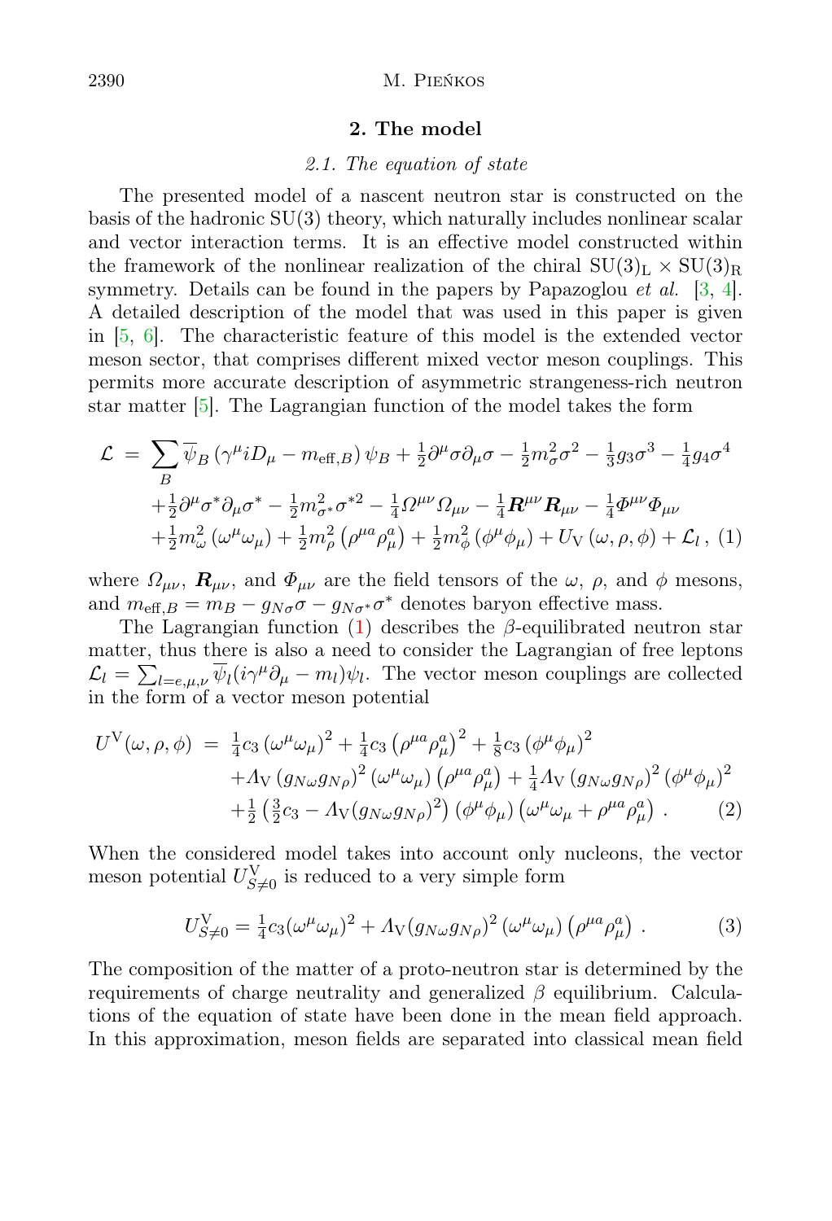## 2. The model

### 2.1. The equation of state

The presented model of a nascent neutron star is constructed on the basis of the hadronic SU(3) theory, which naturally includes nonlinear scalar and vector interaction terms. It is an effective model constructed within the framework of the nonlinear realization of the chiral $\mathrm{SU(3)_L} \times \mathrm{SU(3)_R}$ symmetry. Details can be found in the papers by Papazoglou *et al.* [3, 4]. A detailed description of the model that was used in this paper is given in [5, 6]. The characteristic feature of this model is the extended vector meson sector, that comprises different mixed vector meson couplings. This permits more accurate description of asymmetric strangeness-rich neutron star matter [5]. The Lagrangian function of the model takes the form

$$
\begin{aligned}
\mathcal{L} \;=\; & \sum_B \overline{\psi}_B \left(\gamma^\mu i D_\mu - m_{\mathrm{eff},B}\right)\psi_B + \tfrac{1}{2}\partial^\mu\sigma\partial_\mu\sigma - \tfrac{1}{2}m_\sigma^2\sigma^2 - \tfrac{1}{3}g_3\sigma^3 - \tfrac{1}{4}g_4\sigma^4 \\
& + \tfrac{1}{2}\partial^\mu\sigma^*\partial_\mu\sigma^* - \tfrac{1}{2}m_{\sigma^*}^2\sigma^{*2} - \tfrac{1}{4}\Omega^{\mu\nu}\Omega_{\mu\nu} - \tfrac{1}{4}\boldsymbol{R}^{\mu\nu}\boldsymbol{R}_{\mu\nu} - \tfrac{1}{4}\Phi^{\mu\nu}\Phi_{\mu\nu} \\
& + \tfrac{1}{2}m_\omega^2\left(\omega^\mu\omega_\mu\right) + \tfrac{1}{2}m_\rho^2\left(\rho^{\mu a}\rho_\mu^a\right) + \tfrac{1}{2}m_\phi^2\left(\phi^\mu\phi_\mu\right) + U_{\mathrm{V}}\left(\omega,\rho,\phi\right) + \mathcal{L}_l\,, \quad (1)
\end{aligned}
$$

where $\Omega_{\mu\nu}$, $\boldsymbol{R}_{\mu\nu}$, and $\Phi_{\mu\nu}$ are the field tensors of the $\omega$, $\rho$, and $\phi$ mesons, and $m_{\mathrm{eff},B} = m_B - g_{N\sigma}\sigma - g_{N\sigma^*}\sigma^*$ denotes baryon effective mass.

The Lagrangian function (1) describes the $\beta$-equilibrated neutron star matter, thus there is also a need to consider the Lagrangian of free leptons $\mathcal{L}_l = \sum_{l=e,\mu,\nu}\overline{\psi}_l(i\gamma^\mu\partial_\mu - m_l)\psi_l$. The vector meson couplings are collected in the form of a vector meson potential

$$
\begin{aligned}
U^{\mathrm{V}}(\omega,\rho,\phi) \;=\; & \tfrac{1}{4}c_3\left(\omega^\mu\omega_\mu\right)^2 + \tfrac{1}{4}c_3\left(\rho^{\mu a}\rho_\mu^a\right)^2 + \tfrac{1}{8}c_3\left(\phi^\mu\phi_\mu\right)^2 \\
& + \Lambda_{\mathrm{V}}\left(g_{N\omega}g_{N\rho}\right)^2\left(\omega^\mu\omega_\mu\right)\left(\rho^{\mu a}\rho_\mu^a\right) + \tfrac{1}{4}\Lambda_{\mathrm{V}}\left(g_{N\omega}g_{N\rho}\right)^2\left(\phi^\mu\phi_\mu\right)^2 \\
& + \tfrac{1}{2}\left(\tfrac{3}{2}c_3 - \Lambda_{\mathrm{V}}(g_{N\omega}g_{N\rho})^2\right)\left(\phi^\mu\phi_\mu\right)\left(\omega^\mu\omega_\mu + \rho^{\mu a}\rho_\mu^a\right)\,. \qquad (2)
\end{aligned}
$$

When the considered model takes into account only nucleons, the vector meson potential $U_{S\neq 0}^{\mathrm{V}}$ is reduced to a very simple form

$$
U_{S\neq 0}^{\mathrm{V}} = \tfrac{1}{4}c_3(\omega^\mu\omega_\mu)^2 + \Lambda_{\mathrm{V}}(g_{N\omega}g_{N\rho})^2\left(\omega^\mu\omega_\mu\right)\left(\rho^{\mu a}\rho_\mu^a\right)\,. \qquad (3)
$$

The composition of the matter of a proto-neutron star is determined by the requirements of charge neutrality and generalized $\beta$ equilibrium. Calculations of the equation of state have been done in the mean field approach. In this approximation, meson fields are separated into classical mean field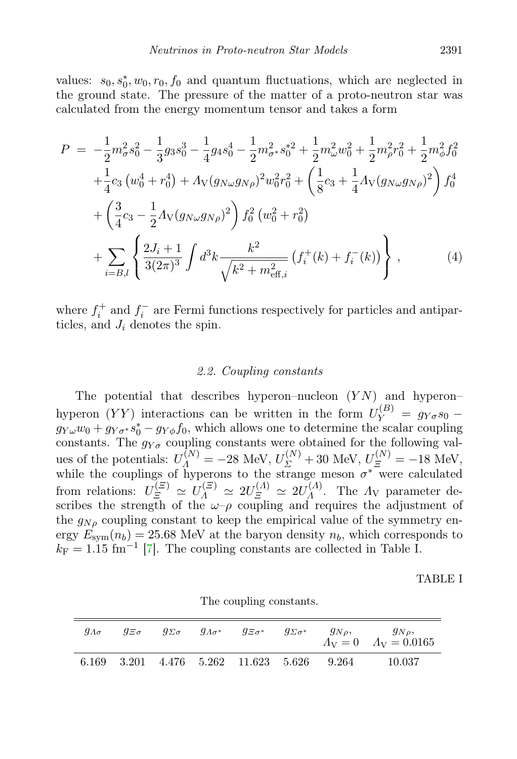values: $s_0, s_0^*, w_0, r_0, f_0$ and quantum fluctuations, which are neglected in the ground state. The pressure of the matter of a proto-neutron star was calculated from the energy momentum tensor and takes a form

$$
\begin{aligned}
P \;=\; & -\frac{1}{2}m_\sigma^2 s_0^2 - \frac{1}{3}g_3 s_0^3 - \frac{1}{4}g_4 s_0^4 - \frac{1}{2}m_{\sigma^*}^2 s_0^{*2} + \frac{1}{2}m_\omega^2 w_0^2 + \frac{1}{2}m_\rho^2 r_0^2 + \frac{1}{2}m_\phi^2 f_0^2 \\
& + \frac{1}{4}c_3\left(w_0^4 + r_0^4\right) + \Lambda_{\rm V}(g_{N\omega}g_{N\rho})^2 w_0^2 r_0^2 + \left(\frac{1}{8}c_3 + \frac{1}{4}\Lambda_{\rm V}(g_{N\omega}g_{N\rho})^2\right) f_0^4 \\
& + \left(\frac{3}{4}c_3 - \frac{1}{2}\Lambda_{\rm V}(g_{N\omega}g_{N\rho})^2\right) f_0^2\left(w_0^2 + r_0^2\right) \\
& + \sum_{i=B,l}\left\{\frac{2J_i+1}{3(2\pi)^3}\int d^3k \frac{k^2}{\sqrt{k^2 + m_{{\rm eff},i}^2}}\left(f_i^+(k) + f_i^-(k)\right)\right\}, \qquad (4)
\end{aligned}
$$

where $f_i^+$ and $f_i^-$ are Fermi functions respectively for particles and antiparticles, and $J_i$ denotes the spin.

### 2.2. Coupling constants

The potential that describes hyperon–nucleon ($YN$) and hyperon–hyperon ($YY$) interactions can be written in the form $U_Y^{(B)} = g_{Y\sigma}s_0 - g_{Y\omega}w_0 + g_{Y\sigma^*}s_0^* - g_{Y\phi}f_0$, which allows one to determine the scalar coupling constants. The $g_{Y\sigma}$ coupling constants were obtained for the following values of the potentials: $U_\Lambda^{(N)} = -28$ MeV, $U_\Sigma^{(N)} + 30$ MeV, $U_\Xi^{(N)} = -18$ MeV, while the couplings of hyperons to the strange meson $\sigma^*$ were calculated from relations: $U_\Xi^{(\Xi)} \simeq U_\Lambda^{(\Xi)} \simeq 2U_\Xi^{(\Lambda)} \simeq 2U_\Lambda^{(\Lambda)}$. The $\Lambda_{\rm V}$ parameter describes the strength of the $\omega$–$\rho$ coupling and requires the adjustment of the $g_{N\rho}$ coupling constant to keep the empirical value of the symmetry energy $E_{\rm sym}(n_b) = 25.68$ MeV at the baryon density $n_b$, which corresponds to $k_{\rm F} = 1.15$ fm$^{-1}$ [7]. The coupling constants are collected in Table I.

TABLE I

The coupling constants.

| $g_{\Lambda\sigma}$ | $g_{\Xi\sigma}$ | $g_{\Sigma\sigma}$ | $g_{\Lambda\sigma^*}$ | $g_{\Xi\sigma^*}$ | $g_{\Sigma\sigma^*}$ | $g_{N\rho}$, $\Lambda_{\rm V} = 0$ | $g_{N\rho}$, $\Lambda_{\rm V} = 0.0165$ |
|---|---|---|---|---|---|---|---|
| 6.169 | 3.201 | 4.476 | 5.262 | 11.623 | 5.626 | 9.264 | 10.037 |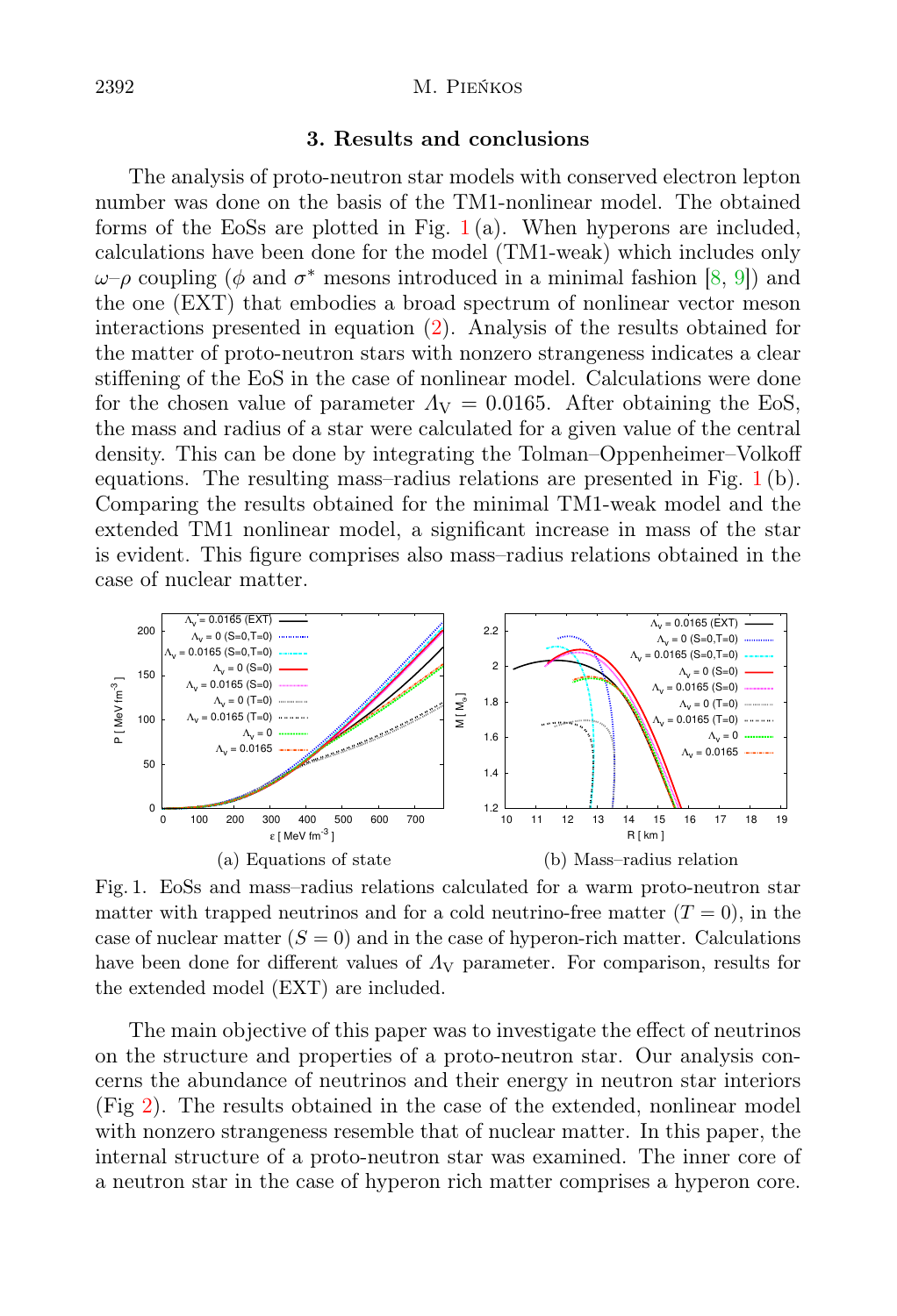## 3. Results and conclusions

The analysis of proto-neutron star models with conserved electron lepton number was done on the basis of the TM1-nonlinear model. The obtained forms of the EoSs are plotted in Fig. 1 (a). When hyperons are included, calculations have been done for the model (TM1-weak) which includes only $\omega$–$\rho$ coupling ($\phi$ and $\sigma^*$ mesons introduced in a minimal fashion [8, 9]) and the one (EXT) that embodies a broad spectrum of nonlinear vector meson interactions presented in equation (2). Analysis of the results obtained for the matter of proto-neutron stars with nonzero strangeness indicates a clear stiffening of the EoS in the case of nonlinear model. Calculations were done for the chosen value of parameter $\Lambda_{\rm V} = 0.0165$. After obtaining the EoS, the mass and radius of a star were calculated for a given value of the central density. This can be done by integrating the Tolman–Oppenheimer–Volkoff equations. The resulting mass–radius relations are presented in Fig. 1 (b). Comparing the results obtained for the minimal TM1-weak model and the extended TM1 nonlinear model, a significant increase in mass of the star is evident. This figure comprises also mass–radius relations obtained in the case of nuclear matter.

(a) Equations of state

(b) Mass–radius relation

Fig. 1. EoSs and mass–radius relations calculated for a warm proto-neutron star matter with trapped neutrinos and for a cold neutrino-free matter ($T = 0$), in the case of nuclear matter ($S = 0$) and in the case of hyperon-rich matter. Calculations have been done for different values of $\Lambda_{\rm V}$ parameter. For comparison, results for the extended model (EXT) are included.

The main objective of this paper was to investigate the effect of neutrinos on the structure and properties of a proto-neutron star. Our analysis concerns the abundance of neutrinos and their energy in neutron star interiors (Fig 2). The results obtained in the case of the extended, nonlinear model with nonzero strangeness resemble that of nuclear matter. In this paper, the internal structure of a proto-neutron star was examined. The inner core of a neutron star in the case of hyperon rich matter comprises a hyperon core.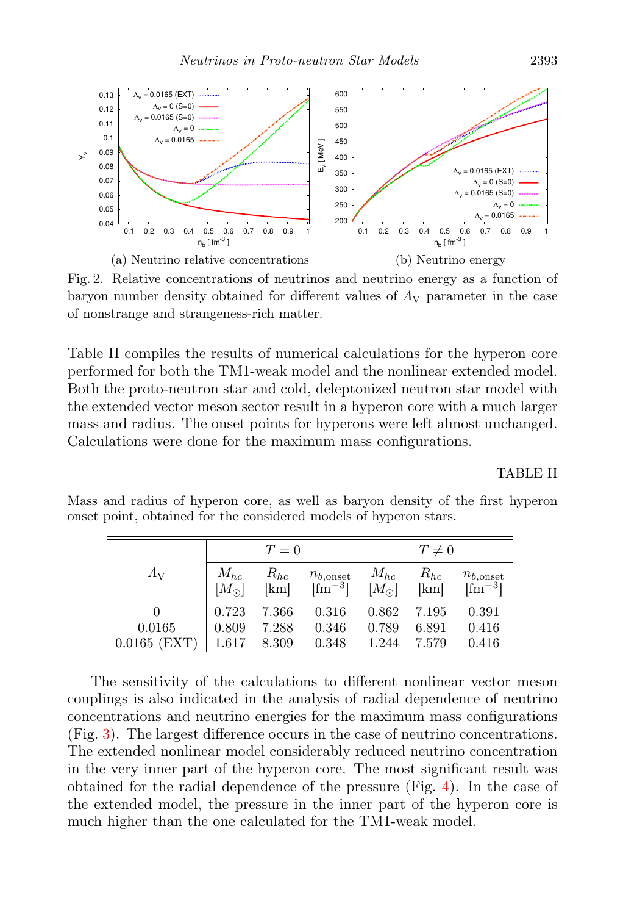(a) Neutrino relative concentrations

(b) Neutrino energy

Fig. 2. Relative concentrations of neutrinos and neutrino energy as a function of baryon number density obtained for different values of $\Lambda_{\rm V}$ parameter in the case of nonstrange and strangeness-rich matter.

Table II compiles the results of numerical calculations for the hyperon core performed for both the TM1-weak model and the nonlinear extended model. Both the proto-neutron star and cold, deleptonized neutron star model with the extended vector meson sector result in a hyperon core with a much larger mass and radius. The onset points for hyperons were left almost unchanged. Calculations were done for the maximum mass configurations.

TABLE II

Mass and radius of hyperon core, as well as baryon density of the first hyperon onset point, obtained for the considered models of hyperon stars.

| $\Lambda_{\rm V}$ | $T = 0$ | | | $T \neq 0$ | | |
|---|---|---|---|---|---|---|
| | $M_{hc}$ $[M_\odot]$ | $R_{hc}$ [km] | $n_{b,\rm onset}$ [fm$^{-3}$] | $M_{hc}$ $[M_\odot]$ | $R_{hc}$ [km] | $n_{b,\rm onset}$ [fm$^{-3}$] |
| 0 | 0.723 | 7.366 | 0.316 | 0.862 | 7.195 | 0.391 |
| 0.0165 | 0.809 | 7.288 | 0.346 | 0.789 | 6.891 | 0.416 |
| 0.0165 (EXT) | 1.617 | 8.309 | 0.348 | 1.244 | 7.579 | 0.416 |

The sensitivity of the calculations to different nonlinear vector meson couplings is also indicated in the analysis of radial dependence of neutrino concentrations and neutrino energies for the maximum mass configurations (Fig. 3). The largest difference occurs in the case of neutrino concentrations. The extended nonlinear model considerably reduced neutrino concentration in the very inner part of the hyperon core. The most significant result was obtained for the radial dependence of the pressure (Fig. 4). In the case of the extended model, the pressure in the inner part of the hyperon core is much higher than the one calculated for the TM1-weak model.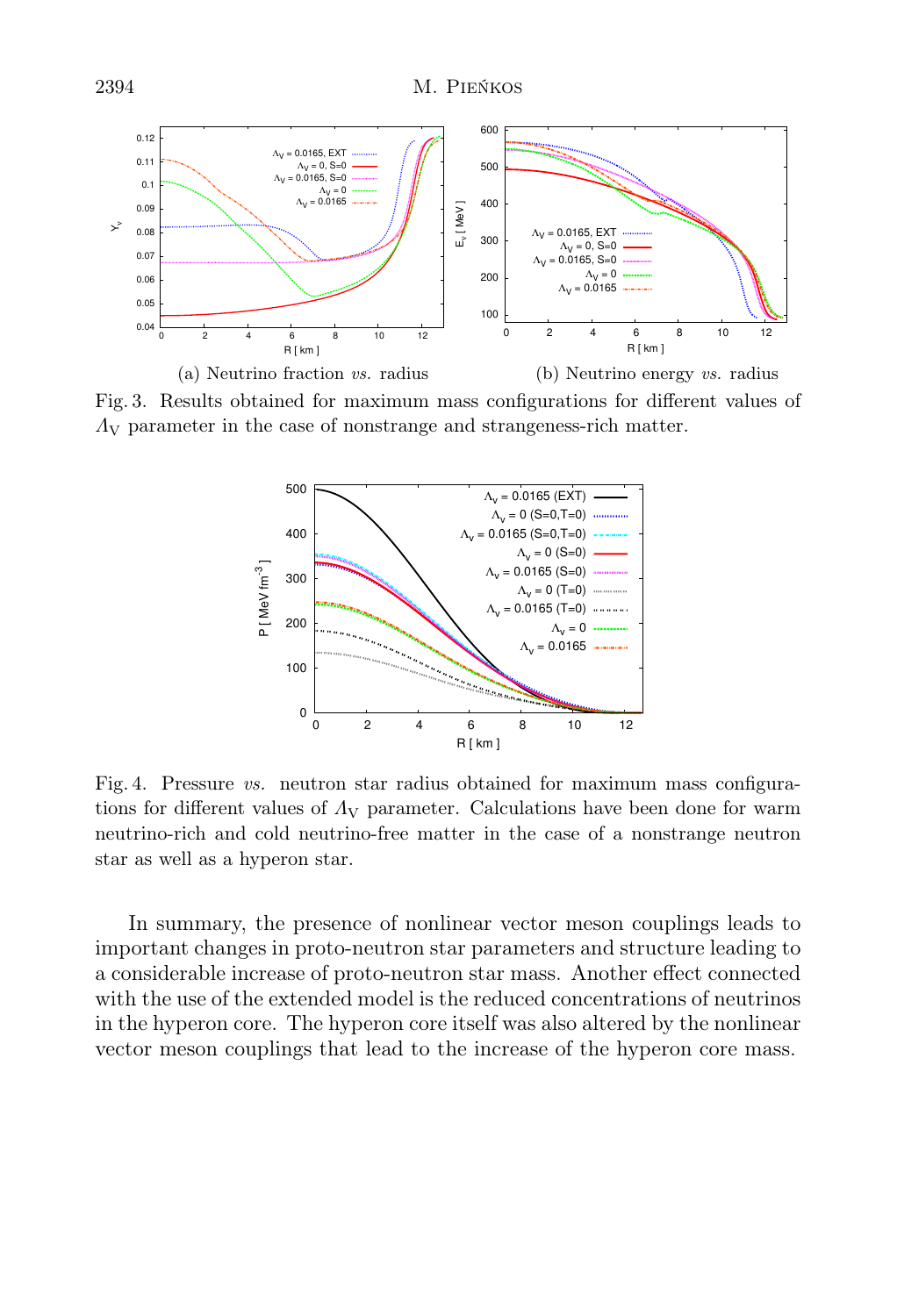(a) Neutrino fraction *vs.* radius

(b) Neutrino energy *vs.* radius

Fig. 3. Results obtained for maximum mass configurations for different values of $\Lambda_{\rm V}$ parameter in the case of nonstrange and strangeness-rich matter.

Fig. 4. Pressure *vs.* neutron star radius obtained for maximum mass configurations for different values of $\Lambda_{\rm V}$ parameter. Calculations have been done for warm neutrino-rich and cold neutrino-free matter in the case of a nonstrange neutron star as well as a hyperon star.

In summary, the presence of nonlinear vector meson couplings leads to important changes in proto-neutron star parameters and structure leading to a considerable increase of proto-neutron star mass. Another effect connected with the use of the extended model is the reduced concentrations of neutrinos in the hyperon core. The hyperon core itself was also altered by the nonlinear vector meson couplings that lead to the increase of the hyperon core mass.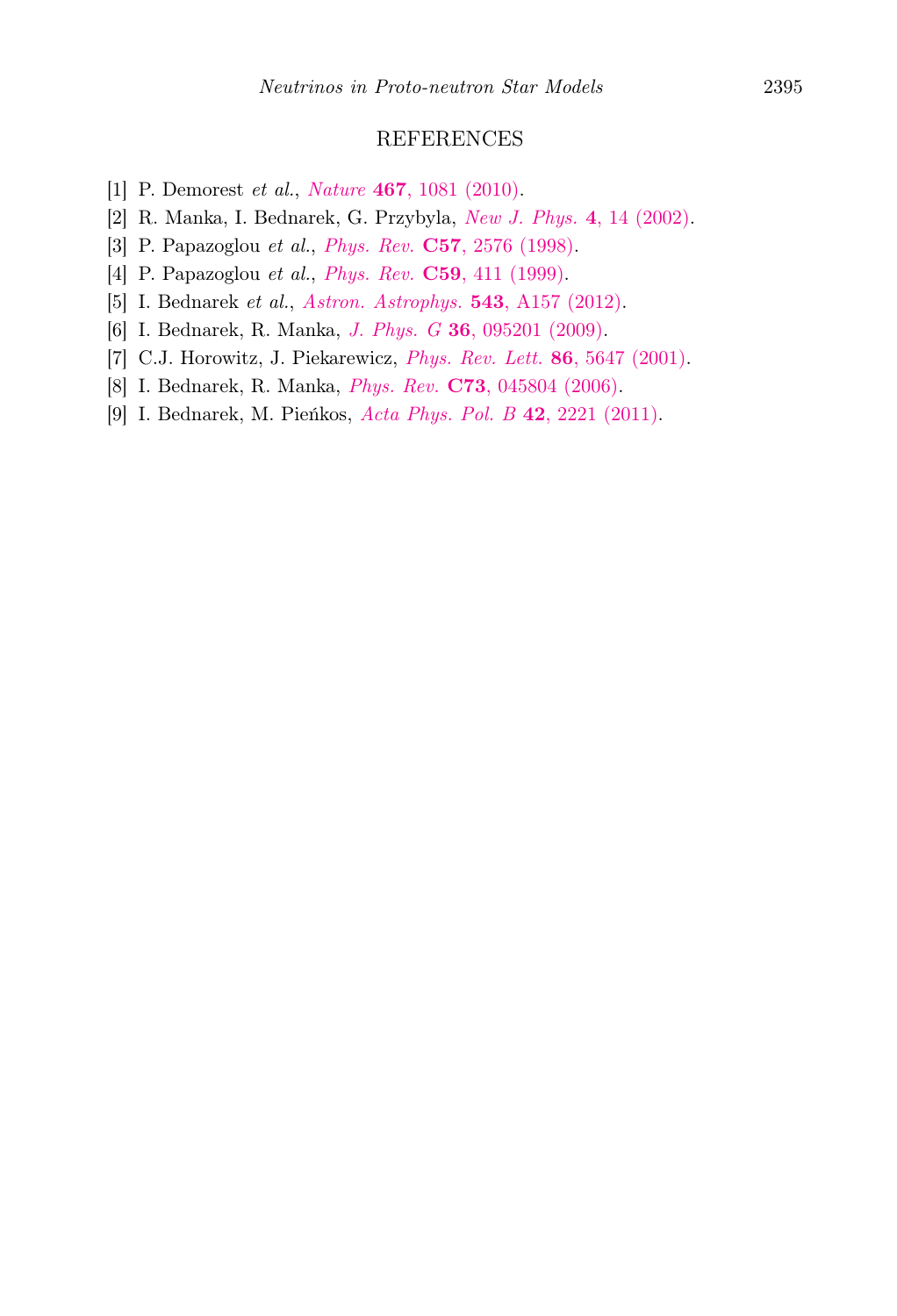## REFERENCES

[1] P. Demorest *et al.*, *Nature* **467**, 1081 (2010).

[2] R. Manka, I. Bednarek, G. Przybyla, *New J. Phys.* **4**, 14 (2002).

[3] P. Papazoglou *et al.*, *Phys. Rev.* **C57**, 2576 (1998).

[4] P. Papazoglou *et al.*, *Phys. Rev.* **C59**, 411 (1999).

[5] I. Bednarek *et al.*, *Astron. Astrophys.* **543**, A157 (2012).

[6] I. Bednarek, R. Manka, *J. Phys. G* **36**, 095201 (2009).

[7] C.J. Horowitz, J. Piekarewicz, *Phys. Rev. Lett.* **86**, 5647 (2001).

[8] I. Bednarek, R. Manka, *Phys. Rev.* **C73**, 045804 (2006).

[9] I. Bednarek, M. Pieńkos, *Acta Phys. Pol. B* **42**, 2221 (2011).